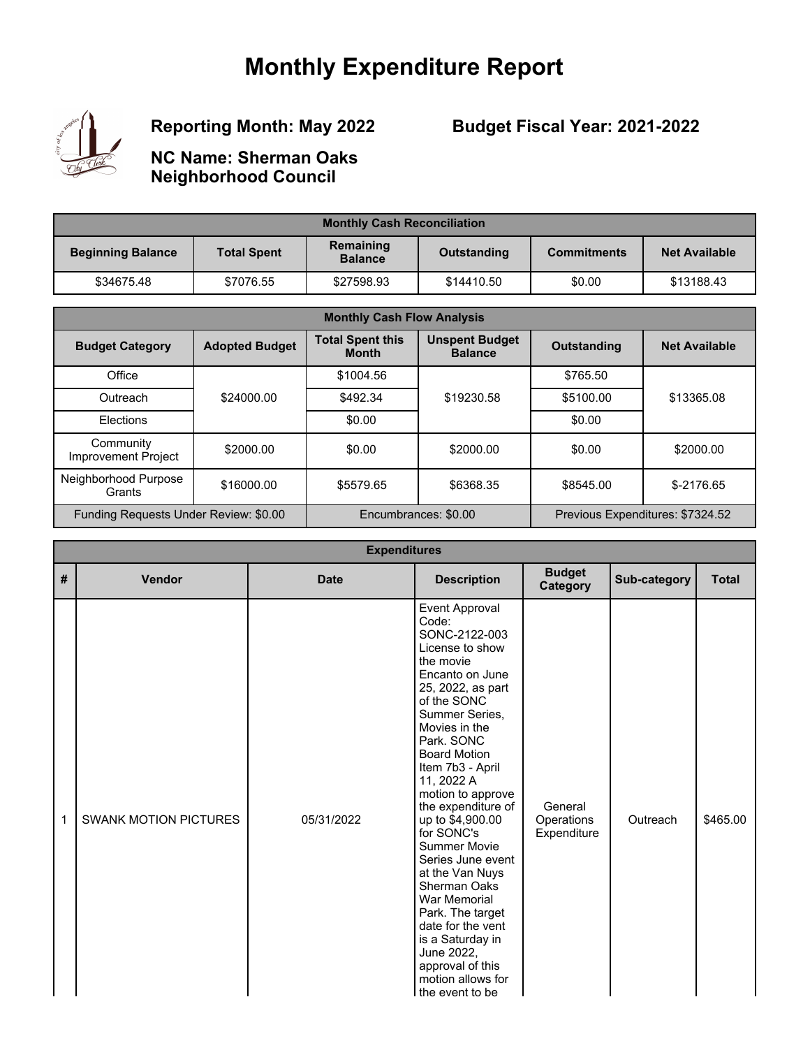# Monthly Expenditure Report

**Reporting Month: May 2022**

**Budget Fiscal Year: 2021-2022**

**NC Name: Sherman Oaks Neighborhood Council**

| Monthly Cash Reconciliation | | | | | |
|---|---|---|---|---|---|
| **Beginning Balance** | **Total Spent** | **Remaining Balance** | **Outstanding** | **Commitments** | **Net Available** |
| $34675.48 | $7076.55 | $27598.93 | $14410.50 | $0.00 | $13188.43 |

| Monthly Cash Flow Analysis | | | | | |
|---|---|---|---|---|---|
| **Budget Category** | **Adopted Budget** | **Total Spent this Month** | **Unspent Budget Balance** | **Outstanding** | **Net Available** |
| Office | $24000.00 | $1004.56 | $19230.58 | $765.50 | $13365.08 |
| Outreach | | $492.34 | | $5100.00 | |
| Elections | | $0.00 | | $0.00 | |
| Community Improvement Project | $2000.00 | $0.00 | $2000.00 | $0.00 | $2000.00 |
| Neighborhood Purpose Grants | $16000.00 | $5579.65 | $6368.35 | $8545.00 | $-2176.65 |
| Funding Requests Under Review: $0.00 | | Encumbrances: $0.00 | | Previous Expenditures: $7324.52 | |

| Expenditures | | | | | | |
|---|---|---|---|---|---|---|
| **#** | **Vendor** | **Date** | **Description** | **Budget Category** | **Sub-category** | **Total** |
| 1 | SWANK MOTION PICTURES | 05/31/2022 | Event Approval Code: SONC-2122-003 License to show the movie Encanto on June 25, 2022, as part of the SONC Summer Series, Movies in the Park. SONC Board Motion Item 7b3 - April 11, 2022 A motion to approve the expenditure of up to $4,900.00 for SONC's Summer Movie Series June event at the Van Nuys Sherman Oaks War Memorial Park. The target date for the vent is a Saturday in June 2022, approval of this motion allows for the event to be | General Operations Expenditure | Outreach | $465.00 |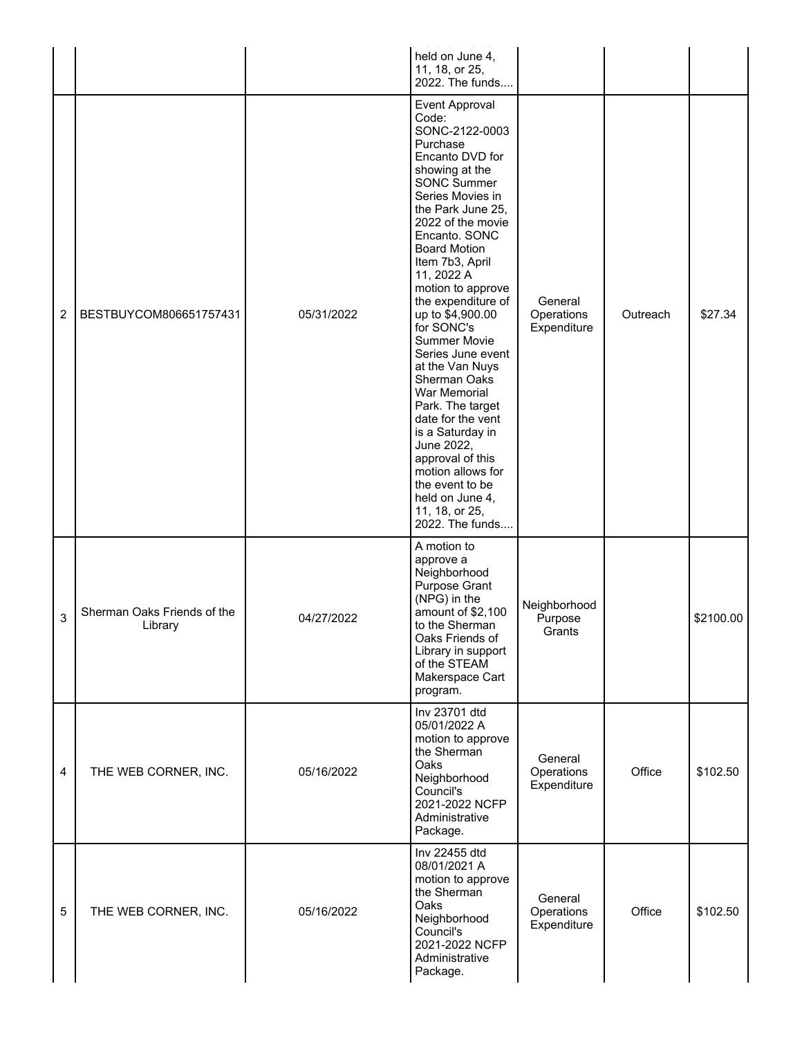| | | | | | | |
|---|---|---|---|---|---|---|
| | | | held on June 4, 11, 18, or 25, 2022. The funds.... | | | |
| 2 | BESTBUYCOM806651757431 | 05/31/2022 | Event Approval Code: SONC-2122-0003 Purchase Encanto DVD for showing at the SONC Summer Series Movies in the Park June 25, 2022 of the movie Encanto. SONC Board Motion Item 7b3, April 11, 2022 A motion to approve the expenditure of up to $4,900.00 for SONC's Summer Movie Series June event at the Van Nuys Sherman Oaks War Memorial Park. The target date for the vent is a Saturday in June 2022, approval of this motion allows for the event to be held on June 4, 11, 18, or 25, 2022. The funds.... | General Operations Expenditure | Outreach | $27.34 |
| 3 | Sherman Oaks Friends of the Library | 04/27/2022 | A motion to approve a Neighborhood Purpose Grant (NPG) in the amount of $2,100 to the Sherman Oaks Friends of Library in support of the STEAM Makerspace Cart program. | Neighborhood Purpose Grants | | $2100.00 |
| 4 | THE WEB CORNER, INC. | 05/16/2022 | Inv 23701 dtd 05/01/2022 A motion to approve the Sherman Oaks Neighborhood Council's 2021-2022 NCFP Administrative Package. | General Operations Expenditure | Office | $102.50 |
| 5 | THE WEB CORNER, INC. | 05/16/2022 | Inv 22455 dtd 08/01/2021 A motion to approve the Sherman Oaks Neighborhood Council's 2021-2022 NCFP Administrative Package. | General Operations Expenditure | Office | $102.50 |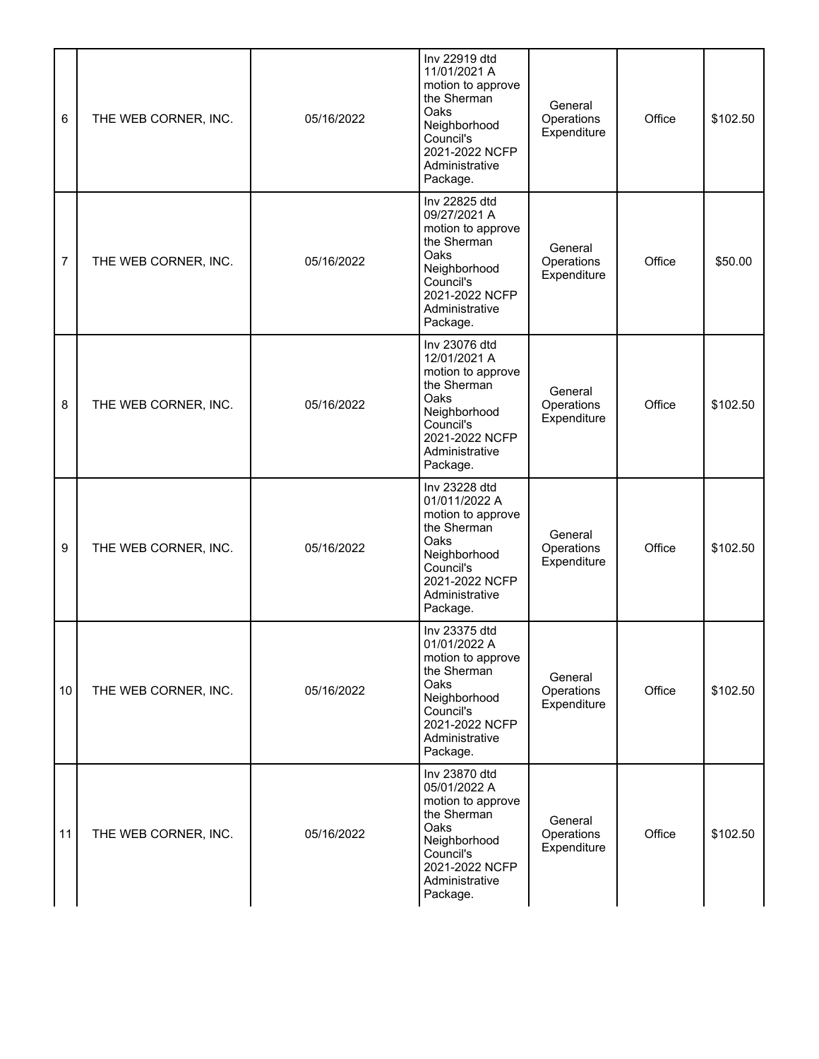| 6 | THE WEB CORNER, INC. | 05/16/2022 | Inv 22919 dtd 11/01/2021 A motion to approve the Sherman Oaks Neighborhood Council's 2021-2022 NCFP Administrative Package. | General Operations Expenditure | Office | $102.50 |
|---|---|---|---|---|---|---|
| 7 | THE WEB CORNER, INC. | 05/16/2022 | Inv 22825 dtd 09/27/2021 A motion to approve the Sherman Oaks Neighborhood Council's 2021-2022 NCFP Administrative Package. | General Operations Expenditure | Office | $50.00 |
| 8 | THE WEB CORNER, INC. | 05/16/2022 | Inv 23076 dtd 12/01/2021 A motion to approve the Sherman Oaks Neighborhood Council's 2021-2022 NCFP Administrative Package. | General Operations Expenditure | Office | $102.50 |
| 9 | THE WEB CORNER, INC. | 05/16/2022 | Inv 23228 dtd 01/011/2022 A motion to approve the Sherman Oaks Neighborhood Council's 2021-2022 NCFP Administrative Package. | General Operations Expenditure | Office | $102.50 |
| 10 | THE WEB CORNER, INC. | 05/16/2022 | Inv 23375 dtd 01/01/2022 A motion to approve the Sherman Oaks Neighborhood Council's 2021-2022 NCFP Administrative Package. | General Operations Expenditure | Office | $102.50 |
| 11 | THE WEB CORNER, INC. | 05/16/2022 | Inv 23870 dtd 05/01/2022 A motion to approve the Sherman Oaks Neighborhood Council's 2021-2022 NCFP Administrative Package. | General Operations Expenditure | Office | $102.50 |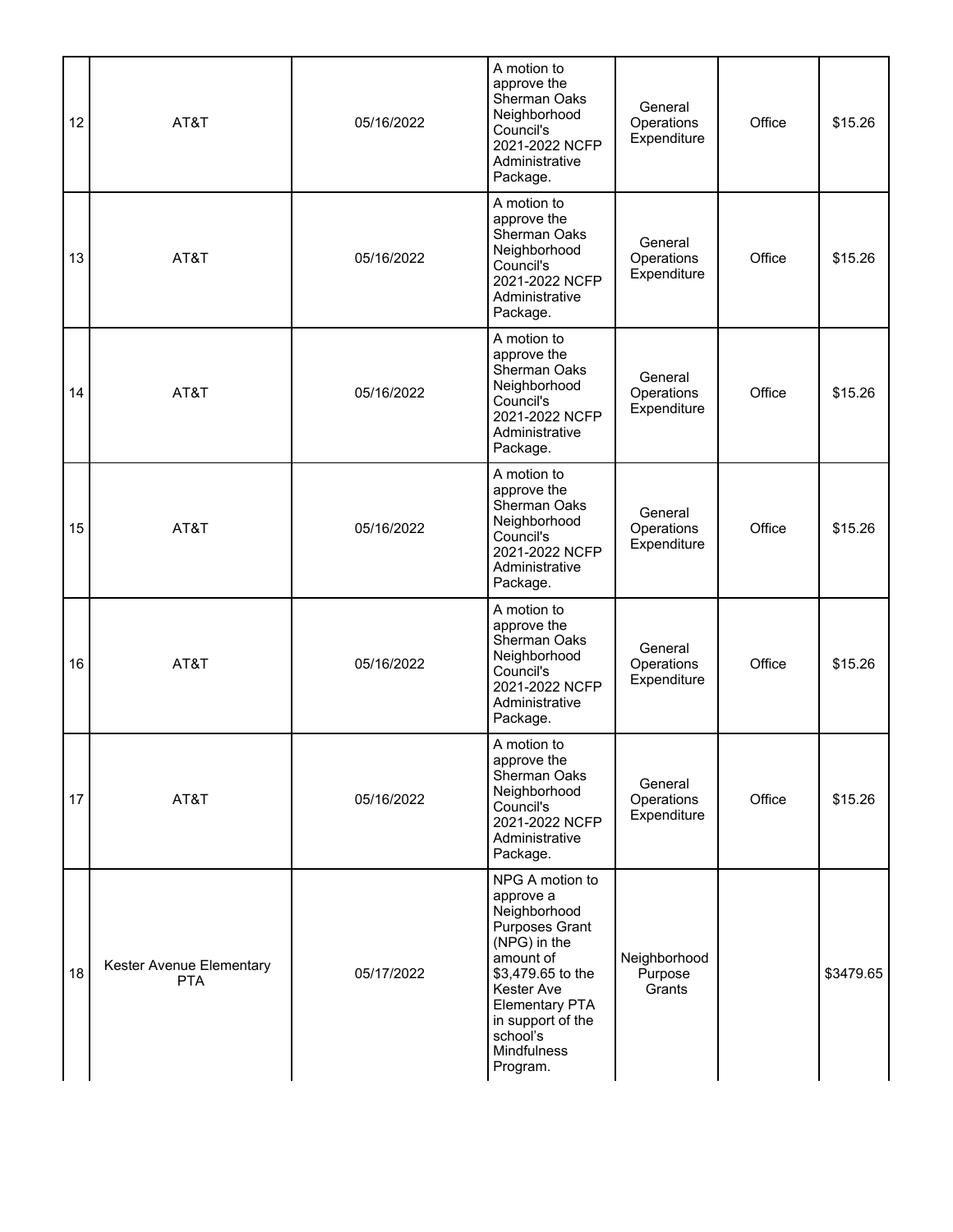| 12 | AT&T | 05/16/2022 | A motion to approve the Sherman Oaks Neighborhood Council's 2021-2022 NCFP Administrative Package. | General Operations Expenditure | Office | $15.26 |
|---|---|---|---|---|---|---|
| 13 | AT&T | 05/16/2022 | A motion to approve the Sherman Oaks Neighborhood Council's 2021-2022 NCFP Administrative Package. | General Operations Expenditure | Office | $15.26 |
| 14 | AT&T | 05/16/2022 | A motion to approve the Sherman Oaks Neighborhood Council's 2021-2022 NCFP Administrative Package. | General Operations Expenditure | Office | $15.26 |
| 15 | AT&T | 05/16/2022 | A motion to approve the Sherman Oaks Neighborhood Council's 2021-2022 NCFP Administrative Package. | General Operations Expenditure | Office | $15.26 |
| 16 | AT&T | 05/16/2022 | A motion to approve the Sherman Oaks Neighborhood Council's 2021-2022 NCFP Administrative Package. | General Operations Expenditure | Office | $15.26 |
| 17 | AT&T | 05/16/2022 | A motion to approve the Sherman Oaks Neighborhood Council's 2021-2022 NCFP Administrative Package. | General Operations Expenditure | Office | $15.26 |
| 18 | Kester Avenue Elementary PTA | 05/17/2022 | NPG A motion to approve a Neighborhood Purposes Grant (NPG) in the amount of $3,479.65 to the Kester Ave Elementary PTA in support of the school's Mindfulness Program. | Neighborhood Purpose Grants | | $3479.65 |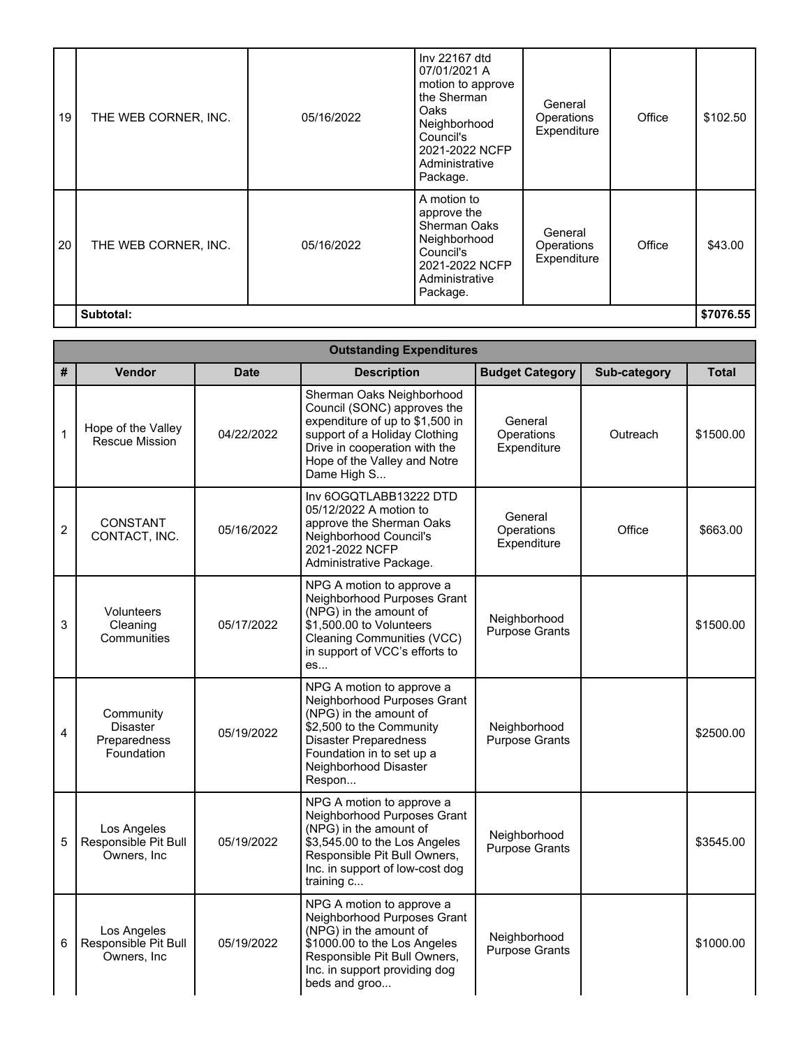| | | | | | | |
|---|---|---|---|---|---|---|
| 19 | THE WEB CORNER, INC. | 05/16/2022 | Inv 22167 dtd 07/01/2021 A motion to approve the Sherman Oaks Neighborhood Council's 2021-2022 NCFP Administrative Package. | General Operations Expenditure | Office | $102.50 |
| 20 | THE WEB CORNER, INC. | 05/16/2022 | A motion to approve the Sherman Oaks Neighborhood Council's 2021-2022 NCFP Administrative Package. | General Operations Expenditure | Office | $43.00 |
| | **Subtotal:** | | | | | **$7076.55** |

| **Outstanding Expenditures** | | | | | | |
|---|---|---|---|---|---|---|
| **#** | **Vendor** | **Date** | **Description** | **Budget Category** | **Sub-category** | **Total** |
| 1 | Hope of the Valley Rescue Mission | 04/22/2022 | Sherman Oaks Neighborhood Council (SONC) approves the expenditure of up to $1,500 in support of a Holiday Clothing Drive in cooperation with the Hope of the Valley and Notre Dame High S... | General Operations Expenditure | Outreach | $1500.00 |
| 2 | CONSTANT CONTACT, INC. | 05/16/2022 | Inv 6OGQTLABB13222 DTD 05/12/2022 A motion to approve the Sherman Oaks Neighborhood Council's 2021-2022 NCFP Administrative Package. | General Operations Expenditure | Office | $663.00 |
| 3 | Volunteers Cleaning Communities | 05/17/2022 | NPG A motion to approve a Neighborhood Purposes Grant (NPG) in the amount of $1,500.00 to Volunteers Cleaning Communities (VCC) in support of VCC's efforts to es... | Neighborhood Purpose Grants | | $1500.00 |
| 4 | Community Disaster Preparedness Foundation | 05/19/2022 | NPG A motion to approve a Neighborhood Purposes Grant (NPG) in the amount of $2,500 to the Community Disaster Preparedness Foundation in to set up a Neighborhood Disaster Respon... | Neighborhood Purpose Grants | | $2500.00 |
| 5 | Los Angeles Responsible Pit Bull Owners, Inc | 05/19/2022 | NPG A motion to approve a Neighborhood Purposes Grant (NPG) in the amount of $3,545.00 to the Los Angeles Responsible Pit Bull Owners, Inc. in support of low-cost dog training c... | Neighborhood Purpose Grants | | $3545.00 |
| 6 | Los Angeles Responsible Pit Bull Owners, Inc | 05/19/2022 | NPG A motion to approve a Neighborhood Purposes Grant (NPG) in the amount of $1000.00 to the Los Angeles Responsible Pit Bull Owners, Inc. in support providing dog beds and groo... | Neighborhood Purpose Grants | | $1000.00 |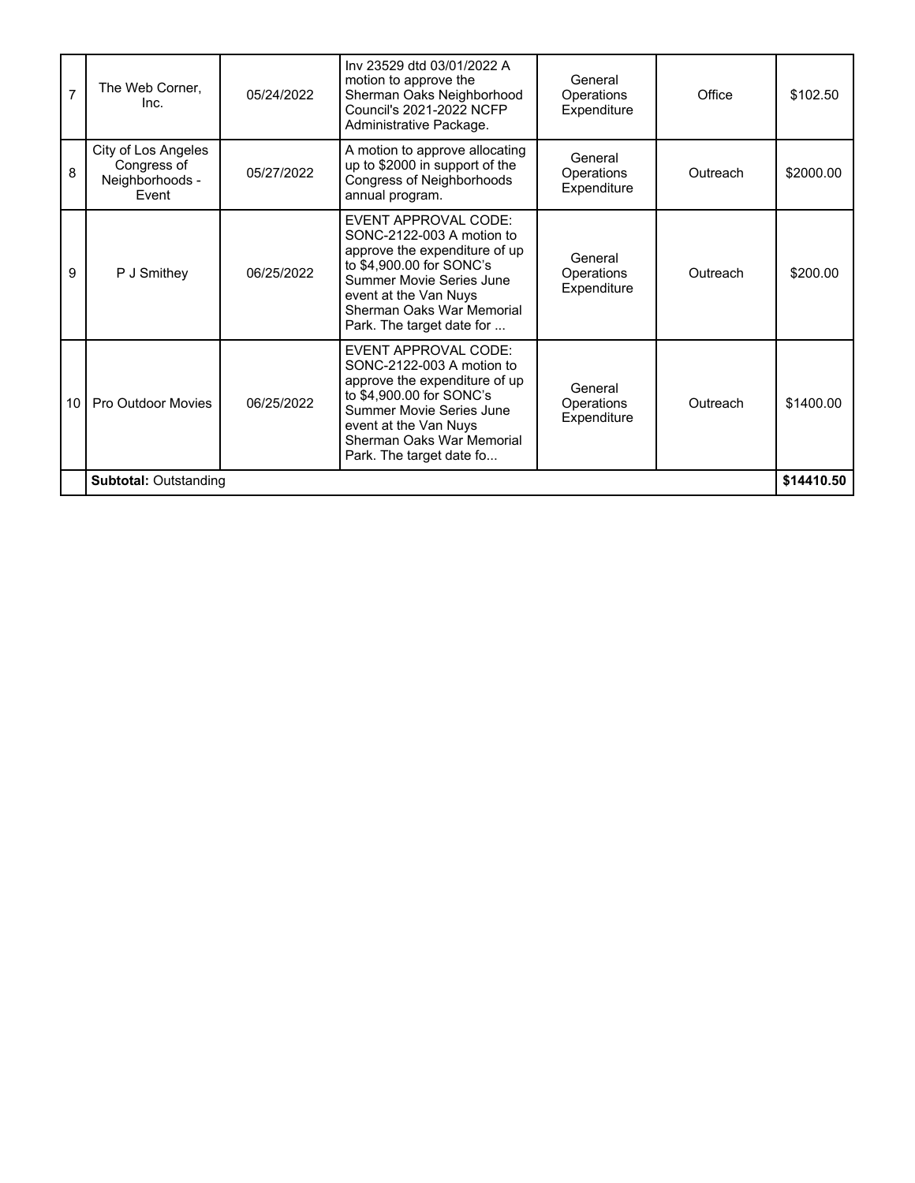| | | | | | | |
|---|---|---|---|---|---|---|
| 7 | The Web Corner, Inc. | 05/24/2022 | Inv 23529 dtd 03/01/2022 A motion to approve the Sherman Oaks Neighborhood Council's 2021-2022 NCFP Administrative Package. | General Operations Expenditure | Office | $102.50 |
| 8 | City of Los Angeles Congress of Neighborhoods - Event | 05/27/2022 | A motion to approve allocating up to $2000 in support of the Congress of Neighborhoods annual program. | General Operations Expenditure | Outreach | $2000.00 |
| 9 | P J Smithey | 06/25/2022 | EVENT APPROVAL CODE: SONC-2122-003 A motion to approve the expenditure of up to $4,900.00 for SONC's Summer Movie Series June event at the Van Nuys Sherman Oaks War Memorial Park. The target date for ... | General Operations Expenditure | Outreach | $200.00 |
| 10 | Pro Outdoor Movies | 06/25/2022 | EVENT APPROVAL CODE: SONC-2122-003 A motion to approve the expenditure of up to $4,900.00 for SONC's Summer Movie Series June event at the Van Nuys Sherman Oaks War Memorial Park. The target date fo... | General Operations Expenditure | Outreach | $1400.00 |
| | **Subtotal:** Outstanding | | | | | **$14410.50** |